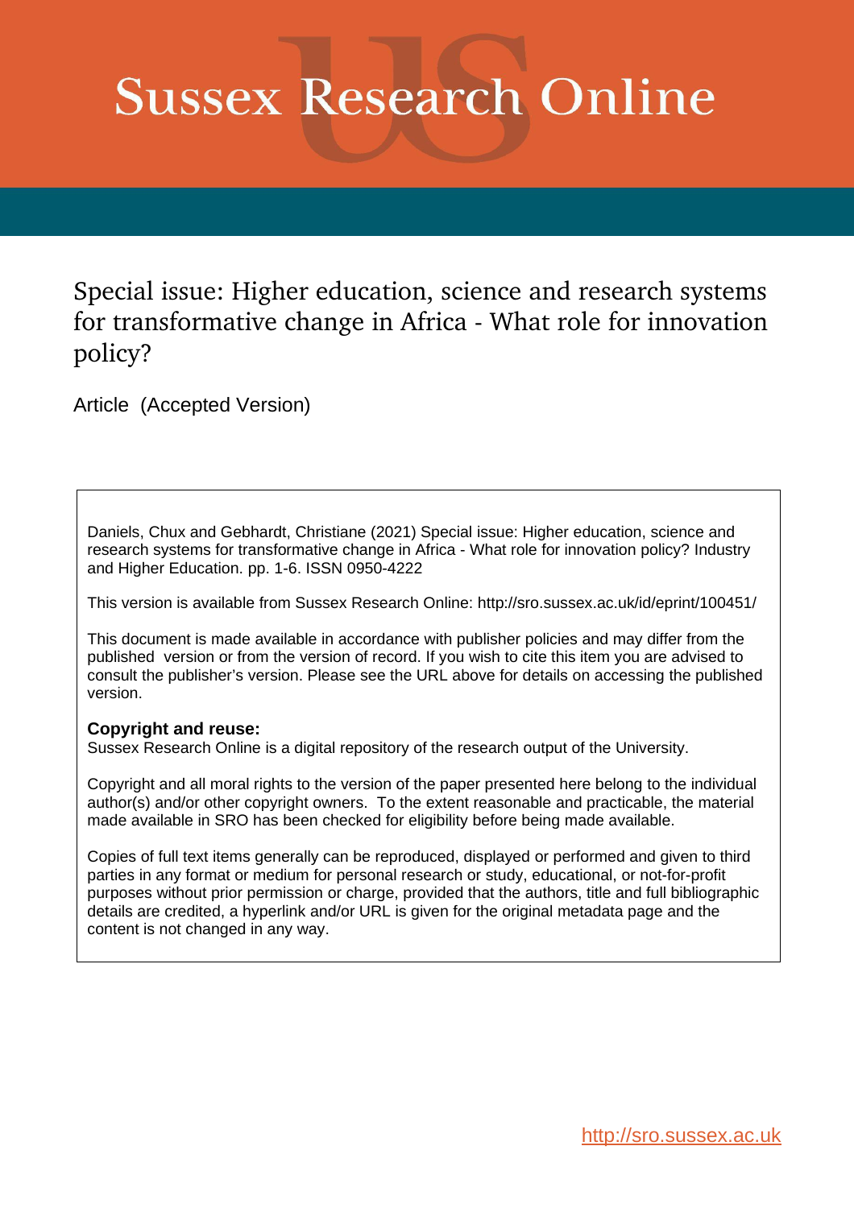# Sussex Research Online

## Special issue: Higher education, science and research systems for transformative change in Africa - What role for innovation policy?

Article (Accepted Version)

Daniels, Chux and Gebhardt, Christiane (2021) Special issue: Higher education, science and research systems for transformative change in Africa - What role for innovation policy? Industry and Higher Education. pp. 1-6. ISSN 0950-4222

This version is available from Sussex Research Online: http://sro.sussex.ac.uk/id/eprint/100451/

This document is made available in accordance with publisher policies and may differ from the published version or from the version of record. If you wish to cite this item you are advised to consult the publisher's version. Please see the URL above for details on accessing the published version.

**Copyright and reuse:**
Sussex Research Online is a digital repository of the research output of the University.

Copyright and all moral rights to the version of the paper presented here belong to the individual author(s) and/or other copyright owners. To the extent reasonable and practicable, the material made available in SRO has been checked for eligibility before being made available.

Copies of full text items generally can be reproduced, displayed or performed and given to third parties in any format or medium for personal research or study, educational, or not-for-profit purposes without prior permission or charge, provided that the authors, title and full bibliographic details are credited, a hyperlink and/or URL is given for the original metadata page and the content is not changed in any way.

http://sro.sussex.ac.uk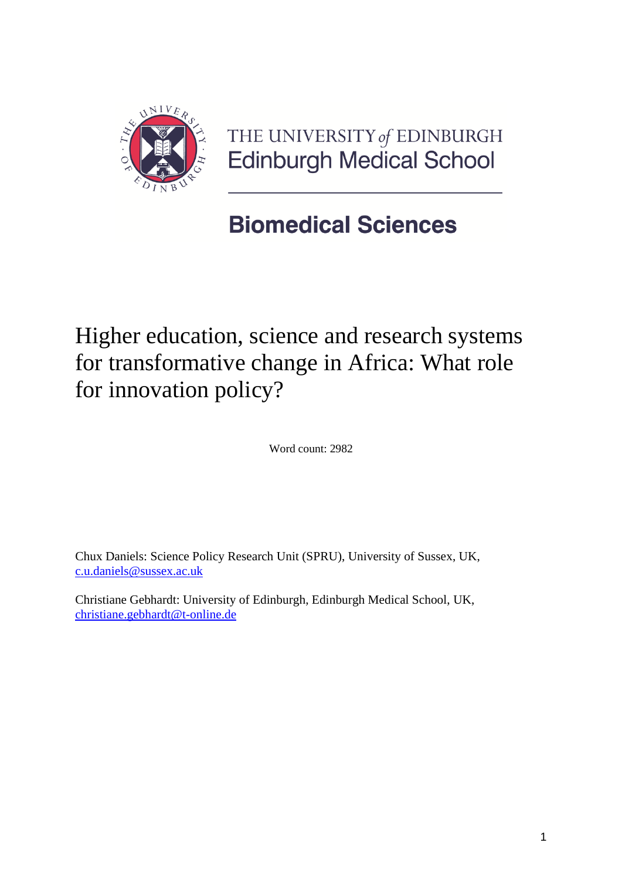THE UNIVERSITY *of* EDINBURGH
Edinburgh Medical School

## Biomedical Sciences

# Higher education, science and research systems for transformative change in Africa: What role for innovation policy?

Word count: 2982

Chux Daniels: Science Policy Research Unit (SPRU), University of Sussex, UK, c.u.daniels@sussex.ac.uk

Christiane Gebhardt: University of Edinburgh, Edinburgh Medical School, UK, christiane.gebhardt@t-online.de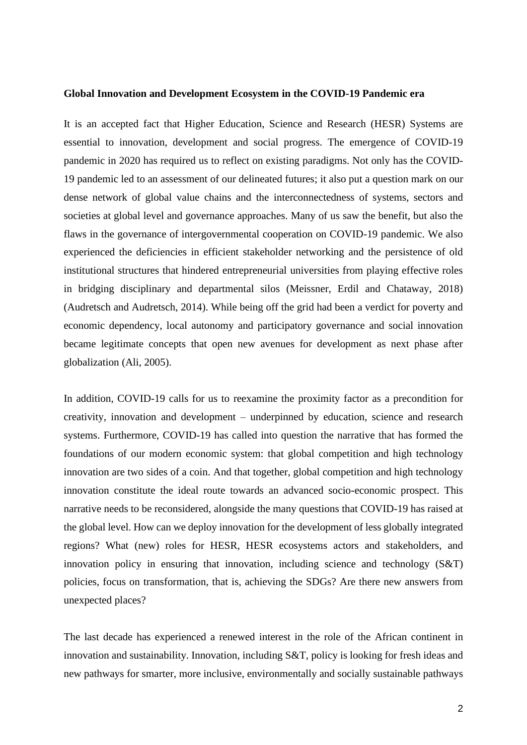**Global Innovation and Development Ecosystem in the COVID-19 Pandemic era**

It is an accepted fact that Higher Education, Science and Research (HESR) Systems are essential to innovation, development and social progress. The emergence of COVID-19 pandemic in 2020 has required us to reflect on existing paradigms. Not only has the COVID-19 pandemic led to an assessment of our delineated futures; it also put a question mark on our dense network of global value chains and the interconnectedness of systems, sectors and societies at global level and governance approaches. Many of us saw the benefit, but also the flaws in the governance of intergovernmental cooperation on COVID-19 pandemic. We also experienced the deficiencies in efficient stakeholder networking and the persistence of old institutional structures that hindered entrepreneurial universities from playing effective roles in bridging disciplinary and departmental silos (Meissner, Erdil and Chataway, 2018) (Audretsch and Audretsch, 2014). While being off the grid had been a verdict for poverty and economic dependency, local autonomy and participatory governance and social innovation became legitimate concepts that open new avenues for development as next phase after globalization (Ali, 2005).

In addition, COVID-19 calls for us to reexamine the proximity factor as a precondition for creativity, innovation and development – underpinned by education, science and research systems. Furthermore, COVID-19 has called into question the narrative that has formed the foundations of our modern economic system: that global competition and high technology innovation are two sides of a coin. And that together, global competition and high technology innovation constitute the ideal route towards an advanced socio-economic prospect. This narrative needs to be reconsidered, alongside the many questions that COVID-19 has raised at the global level. How can we deploy innovation for the development of less globally integrated regions? What (new) roles for HESR, HESR ecosystems actors and stakeholders, and innovation policy in ensuring that innovation, including science and technology (S&T) policies, focus on transformation, that is, achieving the SDGs? Are there new answers from unexpected places?

The last decade has experienced a renewed interest in the role of the African continent in innovation and sustainability. Innovation, including S&T, policy is looking for fresh ideas and new pathways for smarter, more inclusive, environmentally and socially sustainable pathways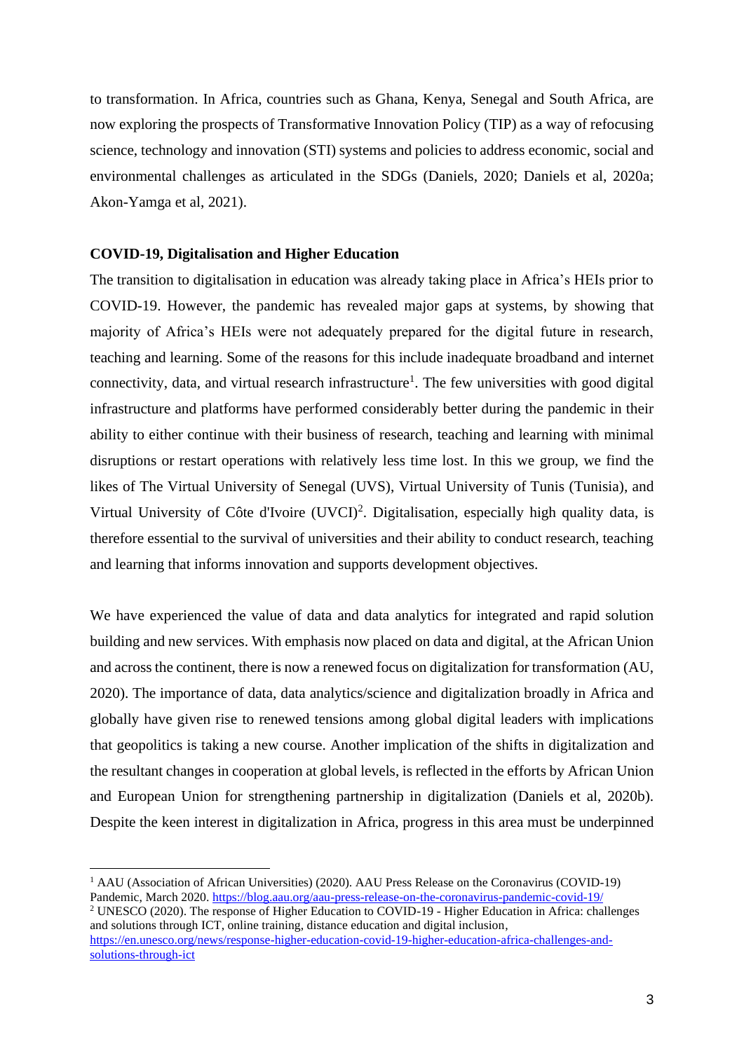to transformation. In Africa, countries such as Ghana, Kenya, Senegal and South Africa, are now exploring the prospects of Transformative Innovation Policy (TIP) as a way of refocusing science, technology and innovation (STI) systems and policies to address economic, social and environmental challenges as articulated in the SDGs (Daniels, 2020; Daniels et al, 2020a; Akon-Yamga et al, 2021).

**COVID-19, Digitalisation and Higher Education**

The transition to digitalisation in education was already taking place in Africa's HEIs prior to COVID-19. However, the pandemic has revealed major gaps at systems, by showing that majority of Africa's HEIs were not adequately prepared for the digital future in research, teaching and learning. Some of the reasons for this include inadequate broadband and internet connectivity, data, and virtual research infrastructure[1]. The few universities with good digital infrastructure and platforms have performed considerably better during the pandemic in their ability to either continue with their business of research, teaching and learning with minimal disruptions or restart operations with relatively less time lost. In this we group, we find the likes of The Virtual University of Senegal (UVS), Virtual University of Tunis (Tunisia), and Virtual University of Côte d'Ivoire (UVCI)[2]. Digitalisation, especially high quality data, is therefore essential to the survival of universities and their ability to conduct research, teaching and learning that informs innovation and supports development objectives.

We have experienced the value of data and data analytics for integrated and rapid solution building and new services. With emphasis now placed on data and digital, at the African Union and across the continent, there is now a renewed focus on digitalization for transformation (AU, 2020). The importance of data, data analytics/science and digitalization broadly in Africa and globally have given rise to renewed tensions among global digital leaders with implications that geopolitics is taking a new course. Another implication of the shifts in digitalization and the resultant changes in cooperation at global levels, is reflected in the efforts by African Union and European Union for strengthening partnership in digitalization (Daniels et al, 2020b). Despite the keen interest in digitalization in Africa, progress in this area must be underpinned

[1] AAU (Association of African Universities) (2020). AAU Press Release on the Coronavirus (COVID-19) Pandemic, March 2020. https://blog.aau.org/aau-press-release-on-the-coronavirus-pandemic-covid-19/

[2] UNESCO (2020). The response of Higher Education to COVID-19 - Higher Education in Africa: challenges and solutions through ICT, online training, distance education and digital inclusion, https://en.unesco.org/news/response-higher-education-covid-19-higher-education-africa-challenges-and-solutions-through-ict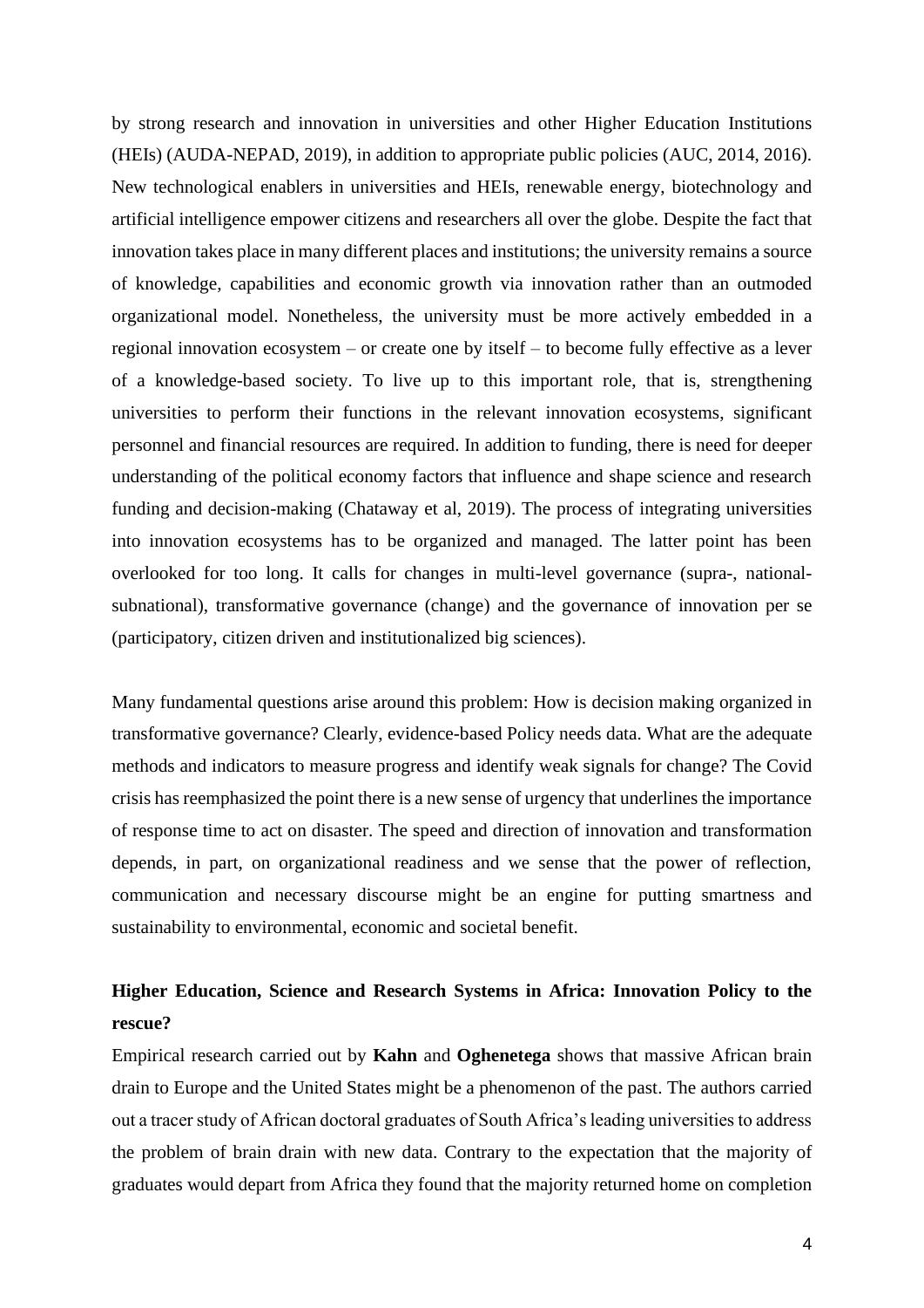by strong research and innovation in universities and other Higher Education Institutions (HEIs) (AUDA-NEPAD, 2019), in addition to appropriate public policies (AUC, 2014, 2016). New technological enablers in universities and HEIs, renewable energy, biotechnology and artificial intelligence empower citizens and researchers all over the globe. Despite the fact that innovation takes place in many different places and institutions; the university remains a source of knowledge, capabilities and economic growth via innovation rather than an outmoded organizational model. Nonetheless, the university must be more actively embedded in a regional innovation ecosystem – or create one by itself – to become fully effective as a lever of a knowledge-based society. To live up to this important role, that is, strengthening universities to perform their functions in the relevant innovation ecosystems, significant personnel and financial resources are required. In addition to funding, there is need for deeper understanding of the political economy factors that influence and shape science and research funding and decision-making (Chataway et al, 2019). The process of integrating universities into innovation ecosystems has to be organized and managed. The latter point has been overlooked for too long. It calls for changes in multi-level governance (supra-, national-subnational), transformative governance (change) and the governance of innovation per se (participatory, citizen driven and institutionalized big sciences).

Many fundamental questions arise around this problem: How is decision making organized in transformative governance? Clearly, evidence-based Policy needs data. What are the adequate methods and indicators to measure progress and identify weak signals for change? The Covid crisis has reemphasized the point there is a new sense of urgency that underlines the importance of response time to act on disaster. The speed and direction of innovation and transformation depends, in part, on organizational readiness and we sense that the power of reflection, communication and necessary discourse might be an engine for putting smartness and sustainability to environmental, economic and societal benefit.

## Higher Education, Science and Research Systems in Africa: Innovation Policy to the rescue?

Empirical research carried out by **Kahn** and **Oghenetega** shows that massive African brain drain to Europe and the United States might be a phenomenon of the past. The authors carried out a tracer study of African doctoral graduates of South Africa's leading universities to address the problem of brain drain with new data. Contrary to the expectation that the majority of graduates would depart from Africa they found that the majority returned home on completion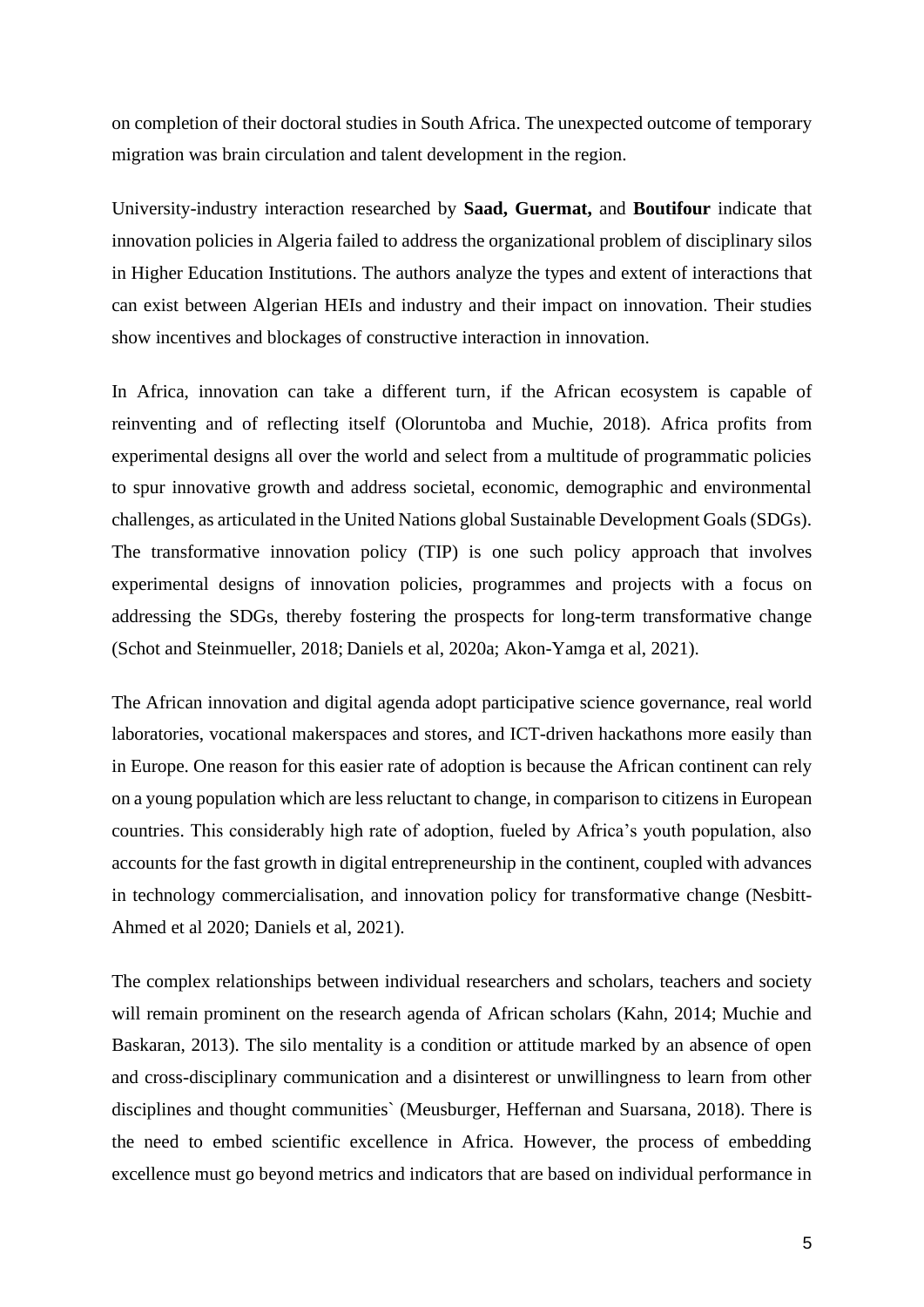on completion of their doctoral studies in South Africa. The unexpected outcome of temporary migration was brain circulation and talent development in the region.

University-industry interaction researched by **Saad, Guermat,** and **Boutifour** indicate that innovation policies in Algeria failed to address the organizational problem of disciplinary silos in Higher Education Institutions. The authors analyze the types and extent of interactions that can exist between Algerian HEIs and industry and their impact on innovation. Their studies show incentives and blockages of constructive interaction in innovation.

In Africa, innovation can take a different turn, if the African ecosystem is capable of reinventing and of reflecting itself (Oloruntoba and Muchie, 2018). Africa profits from experimental designs all over the world and select from a multitude of programmatic policies to spur innovative growth and address societal, economic, demographic and environmental challenges, as articulated in the United Nations global Sustainable Development Goals (SDGs). The transformative innovation policy (TIP) is one such policy approach that involves experimental designs of innovation policies, programmes and projects with a focus on addressing the SDGs, thereby fostering the prospects for long-term transformative change (Schot and Steinmueller, 2018; Daniels et al, 2020a; Akon-Yamga et al, 2021).

The African innovation and digital agenda adopt participative science governance, real world laboratories, vocational makerspaces and stores, and ICT-driven hackathons more easily than in Europe. One reason for this easier rate of adoption is because the African continent can rely on a young population which are less reluctant to change, in comparison to citizens in European countries. This considerably high rate of adoption, fueled by Africa's youth population, also accounts for the fast growth in digital entrepreneurship in the continent, coupled with advances in technology commercialisation, and innovation policy for transformative change (Nesbitt-Ahmed et al 2020; Daniels et al, 2021).

The complex relationships between individual researchers and scholars, teachers and society will remain prominent on the research agenda of African scholars (Kahn, 2014; Muchie and Baskaran, 2013). The silo mentality is a condition or attitude marked by an absence of open and cross-disciplinary communication and a disinterest or unwillingness to learn from other disciplines and thought communities` (Meusburger, Heffernan and Suarsana, 2018). There is the need to embed scientific excellence in Africa. However, the process of embedding excellence must go beyond metrics and indicators that are based on individual performance in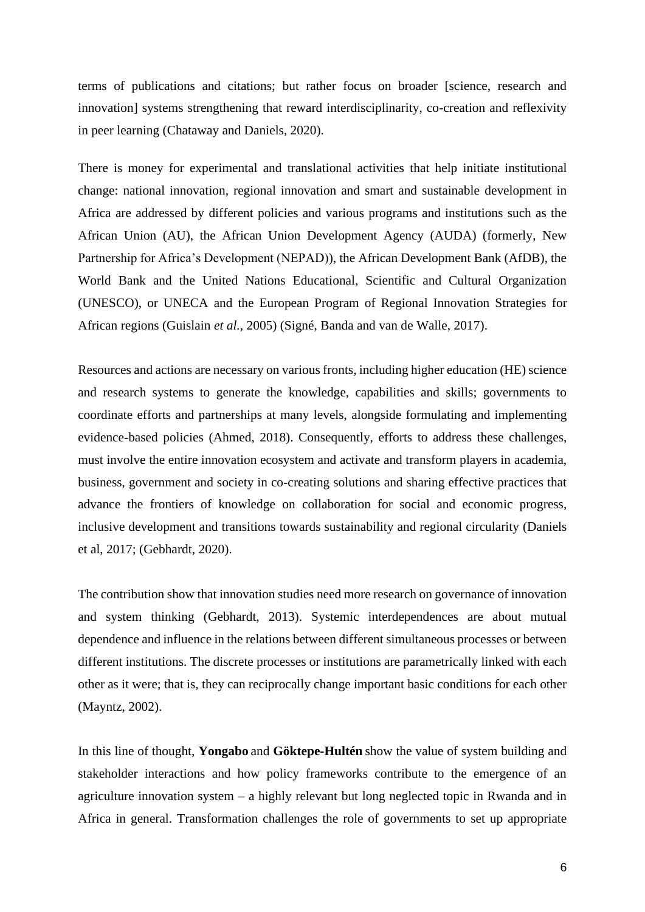terms of publications and citations; but rather focus on broader [science, research and innovation] systems strengthening that reward interdisciplinarity, co-creation and reflexivity in peer learning (Chataway and Daniels, 2020).

There is money for experimental and translational activities that help initiate institutional change: national innovation, regional innovation and smart and sustainable development in Africa are addressed by different policies and various programs and institutions such as the African Union (AU), the African Union Development Agency (AUDA) (formerly, New Partnership for Africa's Development (NEPAD)), the African Development Bank (AfDB), the World Bank and the United Nations Educational, Scientific and Cultural Organization (UNESCO), or UNECA and the European Program of Regional Innovation Strategies for African regions (Guislain *et al.*, 2005) (Signé, Banda and van de Walle, 2017).

Resources and actions are necessary on various fronts, including higher education (HE) science and research systems to generate the knowledge, capabilities and skills; governments to coordinate efforts and partnerships at many levels, alongside formulating and implementing evidence-based policies (Ahmed, 2018). Consequently, efforts to address these challenges, must involve the entire innovation ecosystem and activate and transform players in academia, business, government and society in co-creating solutions and sharing effective practices that advance the frontiers of knowledge on collaboration for social and economic progress, inclusive development and transitions towards sustainability and regional circularity (Daniels et al, 2017; (Gebhardt, 2020).

The contribution show that innovation studies need more research on governance of innovation and system thinking (Gebhardt, 2013). Systemic interdependences are about mutual dependence and influence in the relations between different simultaneous processes or between different institutions. The discrete processes or institutions are parametrically linked with each other as it were; that is, they can reciprocally change important basic conditions for each other (Mayntz, 2002).

In this line of thought, **Yongabo** and **Göktepe-Hultén** show the value of system building and stakeholder interactions and how policy frameworks contribute to the emergence of an agriculture innovation system – a highly relevant but long neglected topic in Rwanda and in Africa in general. Transformation challenges the role of governments to set up appropriate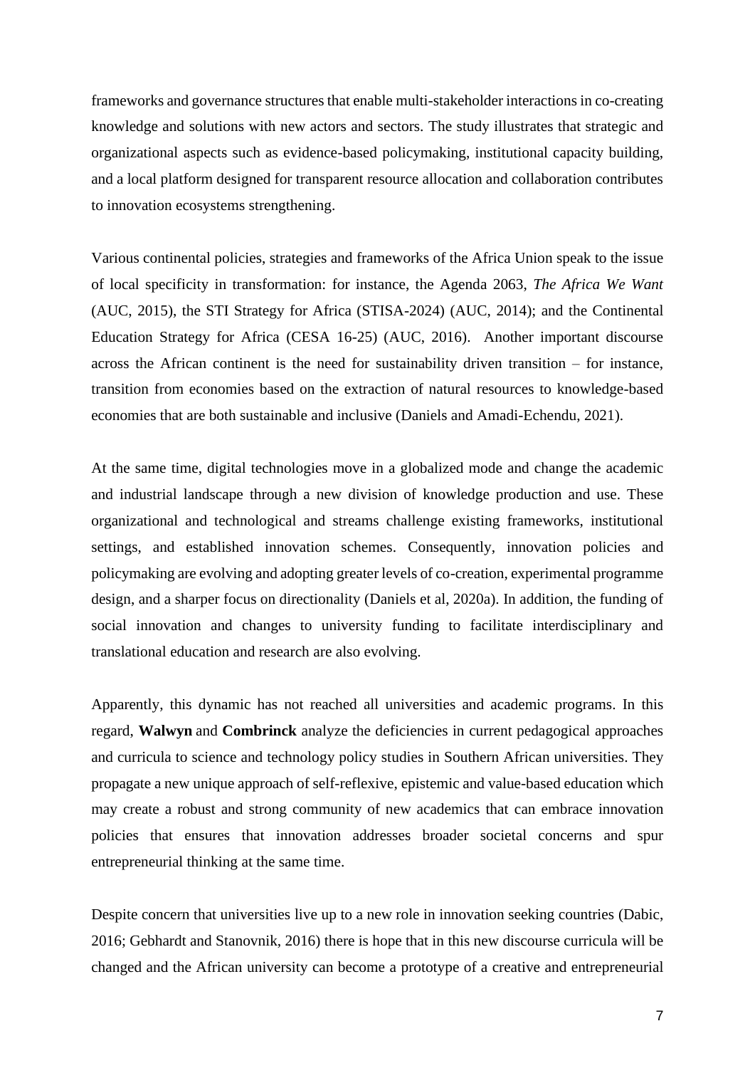frameworks and governance structures that enable multi-stakeholder interactions in co-creating knowledge and solutions with new actors and sectors. The study illustrates that strategic and organizational aspects such as evidence-based policymaking, institutional capacity building, and a local platform designed for transparent resource allocation and collaboration contributes to innovation ecosystems strengthening.

Various continental policies, strategies and frameworks of the Africa Union speak to the issue of local specificity in transformation: for instance, the Agenda 2063, *The Africa We Want* (AUC, 2015), the STI Strategy for Africa (STISA-2024) (AUC, 2014); and the Continental Education Strategy for Africa (CESA 16-25) (AUC, 2016). Another important discourse across the African continent is the need for sustainability driven transition – for instance, transition from economies based on the extraction of natural resources to knowledge-based economies that are both sustainable and inclusive (Daniels and Amadi-Echendu, 2021).

At the same time, digital technologies move in a globalized mode and change the academic and industrial landscape through a new division of knowledge production and use. These organizational and technological and streams challenge existing frameworks, institutional settings, and established innovation schemes. Consequently, innovation policies and policymaking are evolving and adopting greater levels of co-creation, experimental programme design, and a sharper focus on directionality (Daniels et al, 2020a). In addition, the funding of social innovation and changes to university funding to facilitate interdisciplinary and translational education and research are also evolving.

Apparently, this dynamic has not reached all universities and academic programs. In this regard, **Walwyn** and **Combrinck** analyze the deficiencies in current pedagogical approaches and curricula to science and technology policy studies in Southern African universities. They propagate a new unique approach of self-reflexive, epistemic and value-based education which may create a robust and strong community of new academics that can embrace innovation policies that ensures that innovation addresses broader societal concerns and spur entrepreneurial thinking at the same time.

Despite concern that universities live up to a new role in innovation seeking countries (Dabic, 2016; Gebhardt and Stanovnik, 2016) there is hope that in this new discourse curricula will be changed and the African university can become a prototype of a creative and entrepreneurial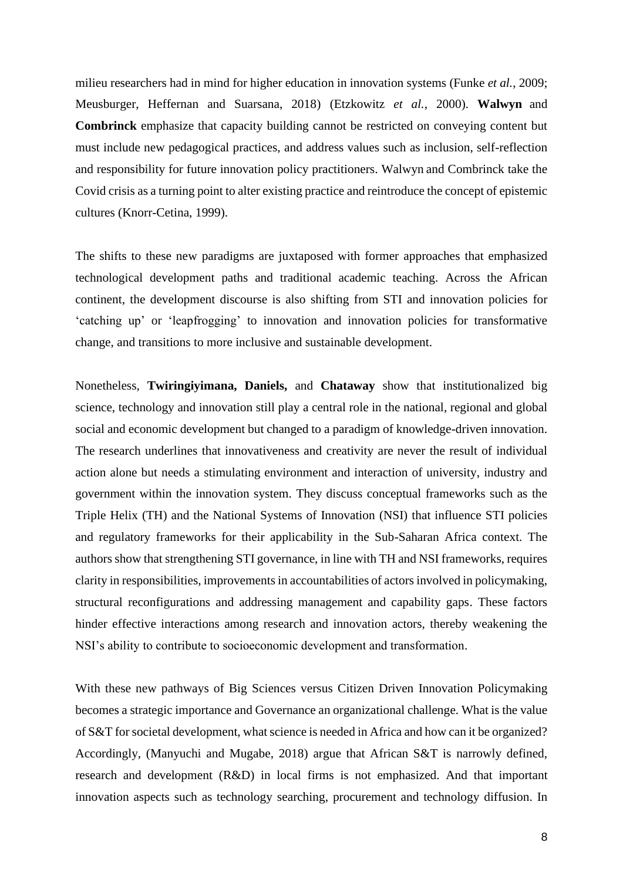milieu researchers had in mind for higher education in innovation systems (Funke *et al.*, 2009; Meusburger, Heffernan and Suarsana, 2018) (Etzkowitz *et al.*, 2000). **Walwyn** and **Combrinck** emphasize that capacity building cannot be restricted on conveying content but must include new pedagogical practices, and address values such as inclusion, self-reflection and responsibility for future innovation policy practitioners. Walwyn and Combrinck take the Covid crisis as a turning point to alter existing practice and reintroduce the concept of epistemic cultures (Knorr-Cetina, 1999).

The shifts to these new paradigms are juxtaposed with former approaches that emphasized technological development paths and traditional academic teaching. Across the African continent, the development discourse is also shifting from STI and innovation policies for 'catching up' or 'leapfrogging' to innovation and innovation policies for transformative change, and transitions to more inclusive and sustainable development.

Nonetheless, **Twiringiyimana, Daniels,** and **Chataway** show that institutionalized big science, technology and innovation still play a central role in the national, regional and global social and economic development but changed to a paradigm of knowledge-driven innovation. The research underlines that innovativeness and creativity are never the result of individual action alone but needs a stimulating environment and interaction of university, industry and government within the innovation system. They discuss conceptual frameworks such as the Triple Helix (TH) and the National Systems of Innovation (NSI) that influence STI policies and regulatory frameworks for their applicability in the Sub-Saharan Africa context. The authors show that strengthening STI governance, in line with TH and NSI frameworks, requires clarity in responsibilities, improvements in accountabilities of actors involved in policymaking, structural reconfigurations and addressing management and capability gaps. These factors hinder effective interactions among research and innovation actors, thereby weakening the NSI's ability to contribute to socioeconomic development and transformation.

With these new pathways of Big Sciences versus Citizen Driven Innovation Policymaking becomes a strategic importance and Governance an organizational challenge. What is the value of S&T for societal development, what science is needed in Africa and how can it be organized? Accordingly, (Manyuchi and Mugabe, 2018) argue that African S&T is narrowly defined, research and development (R&D) in local firms is not emphasized. And that important innovation aspects such as technology searching, procurement and technology diffusion. In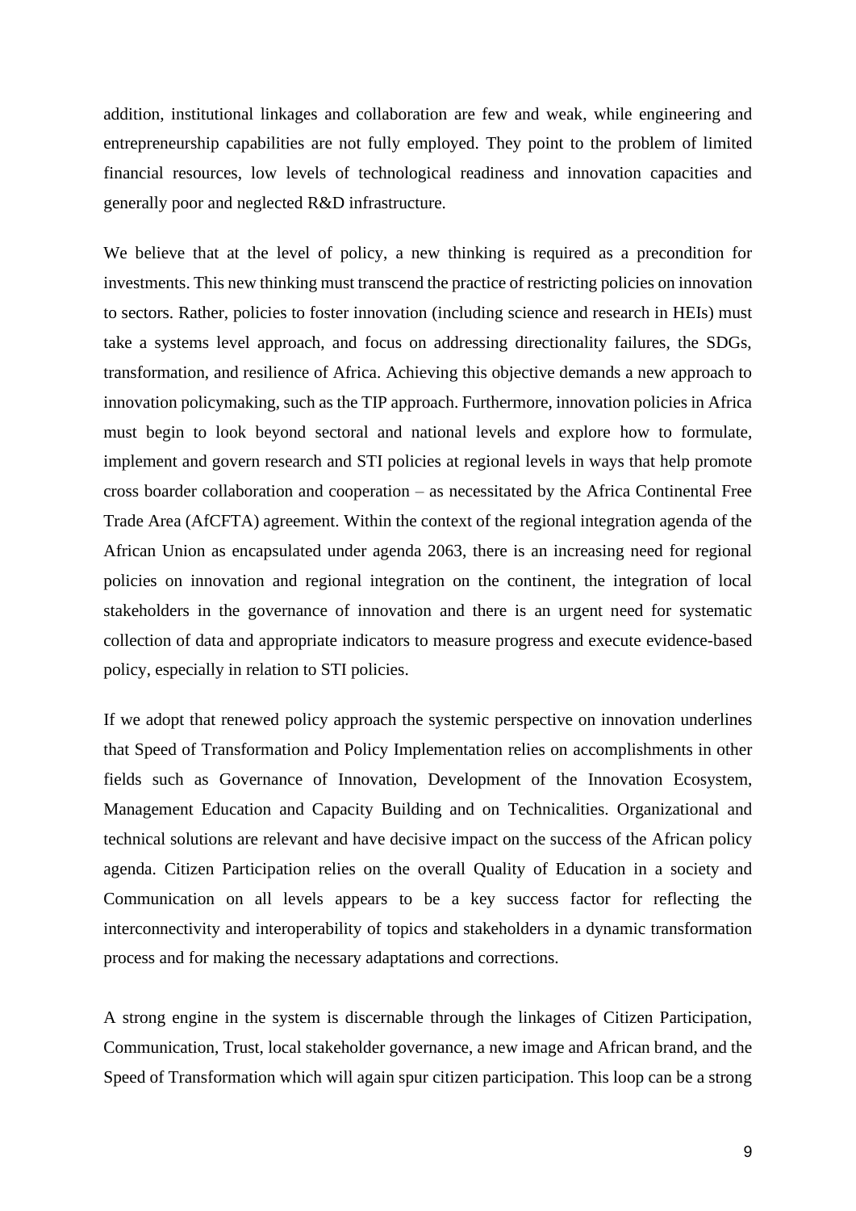addition, institutional linkages and collaboration are few and weak, while engineering and entrepreneurship capabilities are not fully employed. They point to the problem of limited financial resources, low levels of technological readiness and innovation capacities and generally poor and neglected R&D infrastructure.

We believe that at the level of policy, a new thinking is required as a precondition for investments. This new thinking must transcend the practice of restricting policies on innovation to sectors. Rather, policies to foster innovation (including science and research in HEIs) must take a systems level approach, and focus on addressing directionality failures, the SDGs, transformation, and resilience of Africa. Achieving this objective demands a new approach to innovation policymaking, such as the TIP approach. Furthermore, innovation policies in Africa must begin to look beyond sectoral and national levels and explore how to formulate, implement and govern research and STI policies at regional levels in ways that help promote cross boarder collaboration and cooperation – as necessitated by the Africa Continental Free Trade Area (AfCFTA) agreement. Within the context of the regional integration agenda of the African Union as encapsulated under agenda 2063, there is an increasing need for regional policies on innovation and regional integration on the continent, the integration of local stakeholders in the governance of innovation and there is an urgent need for systematic collection of data and appropriate indicators to measure progress and execute evidence-based policy, especially in relation to STI policies.

If we adopt that renewed policy approach the systemic perspective on innovation underlines that Speed of Transformation and Policy Implementation relies on accomplishments in other fields such as Governance of Innovation, Development of the Innovation Ecosystem, Management Education and Capacity Building and on Technicalities. Organizational and technical solutions are relevant and have decisive impact on the success of the African policy agenda. Citizen Participation relies on the overall Quality of Education in a society and Communication on all levels appears to be a key success factor for reflecting the interconnectivity and interoperability of topics and stakeholders in a dynamic transformation process and for making the necessary adaptations and corrections.

A strong engine in the system is discernable through the linkages of Citizen Participation, Communication, Trust, local stakeholder governance, a new image and African brand, and the Speed of Transformation which will again spur citizen participation. This loop can be a strong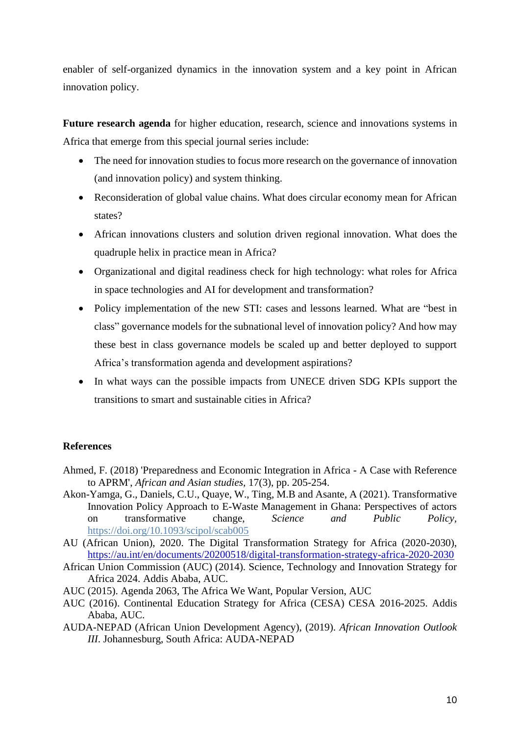enabler of self-organized dynamics in the innovation system and a key point in African innovation policy.

**Future research agenda** for higher education, research, science and innovations systems in Africa that emerge from this special journal series include:

- The need for innovation studies to focus more research on the governance of innovation (and innovation policy) and system thinking.
- Reconsideration of global value chains. What does circular economy mean for African states?
- African innovations clusters and solution driven regional innovation. What does the quadruple helix in practice mean in Africa?
- Organizational and digital readiness check for high technology: what roles for Africa in space technologies and AI for development and transformation?
- Policy implementation of the new STI: cases and lessons learned. What are "best in class" governance models for the subnational level of innovation policy? And how may these best in class governance models be scaled up and better deployed to support Africa's transformation agenda and development aspirations?
- In what ways can the possible impacts from UNECE driven SDG KPIs support the transitions to smart and sustainable cities in Africa?

## References

Ahmed, F. (2018) 'Preparedness and Economic Integration in Africa - A Case with Reference to APRM', *African and Asian studies*, 17(3), pp. 205-254.

Akon-Yamga, G., Daniels, C.U., Quaye, W., Ting, M.B and Asante, A (2021). Transformative Innovation Policy Approach to E-Waste Management in Ghana: Perspectives of actors on transformative change, *Science and Public Policy*, https://doi.org/10.1093/scipol/scab005

AU (African Union), 2020. The Digital Transformation Strategy for Africa (2020-2030), https://au.int/en/documents/20200518/digital-transformation-strategy-africa-2020-2030

African Union Commission (AUC) (2014). Science, Technology and Innovation Strategy for Africa 2024. Addis Ababa, AUC.

AUC (2015). Agenda 2063, The Africa We Want, Popular Version, AUC

AUC (2016). Continental Education Strategy for Africa (CESA) CESA 2016-2025. Addis Ababa, AUC.

AUDA-NEPAD (African Union Development Agency), (2019). *African Innovation Outlook III*. Johannesburg, South Africa: AUDA-NEPAD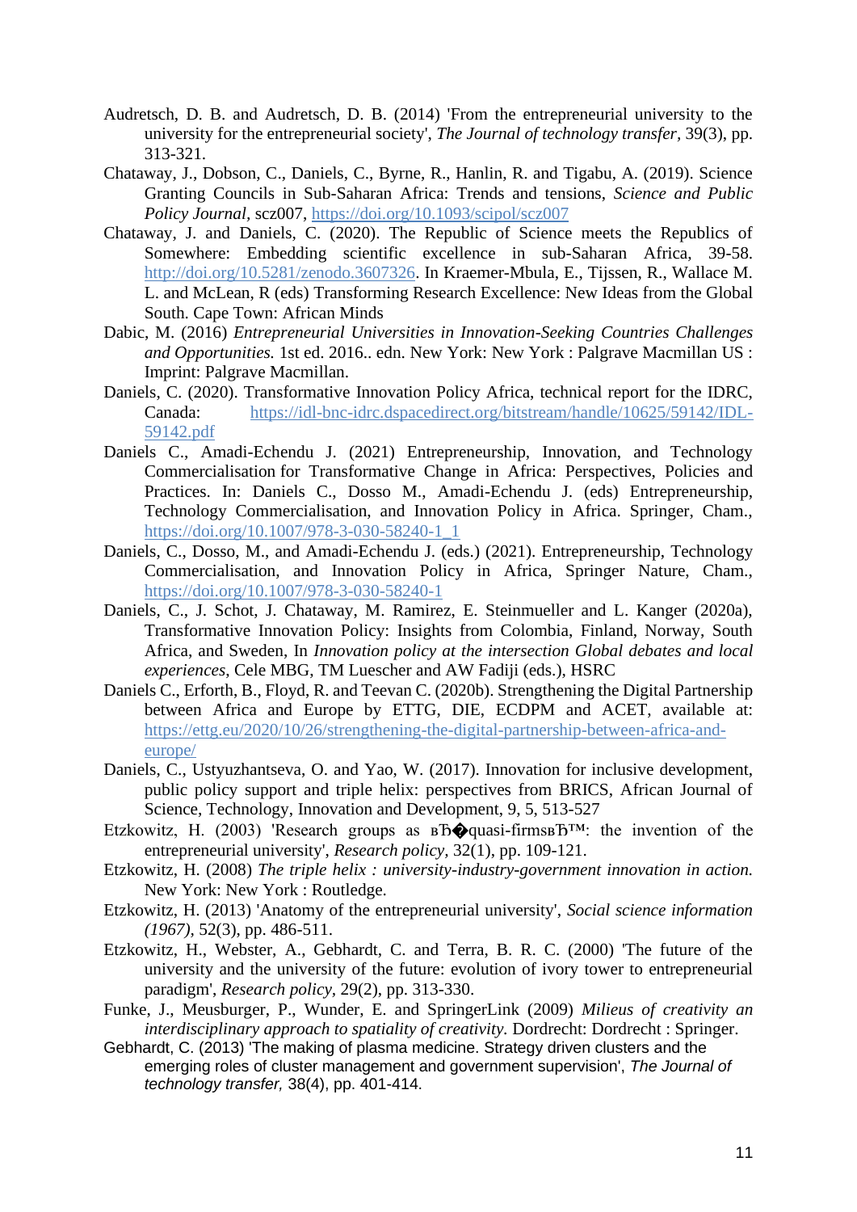Audretsch, D. B. and Audretsch, D. B. (2014) 'From the entrepreneurial university to the university for the entrepreneurial society', *The Journal of technology transfer,* 39(3), pp. 313-321.

Chataway, J., Dobson, C., Daniels, C., Byrne, R., Hanlin, R. and Tigabu, A. (2019). Science Granting Councils in Sub-Saharan Africa: Trends and tensions, *Science and Public Policy Journal*, scz007, https://doi.org/10.1093/scipol/scz007

Chataway, J. and Daniels, C. (2020). The Republic of Science meets the Republics of Somewhere: Embedding scientific excellence in sub-Saharan Africa, 39-58. http://doi.org/10.5281/zenodo.3607326. In Kraemer-Mbula, E., Tijssen, R., Wallace M. L. and McLean, R (eds) Transforming Research Excellence: New Ideas from the Global South. Cape Town: African Minds

Dabic, M. (2016) *Entrepreneurial Universities in Innovation-Seeking Countries Challenges and Opportunities.* 1st ed. 2016.. edn. New York: New York : Palgrave Macmillan US : Imprint: Palgrave Macmillan.

Daniels, C. (2020). Transformative Innovation Policy Africa, technical report for the IDRC, Canada: https://idl-bnc-idrc.dspacedirect.org/bitstream/handle/10625/59142/IDL-59142.pdf

Daniels C., Amadi-Echendu J. (2021) Entrepreneurship, Innovation, and Technology Commercialisation for Transformative Change in Africa: Perspectives, Policies and Practices. In: Daniels C., Dosso M., Amadi-Echendu J. (eds) Entrepreneurship, Technology Commercialisation, and Innovation Policy in Africa. Springer, Cham., https://doi.org/10.1007/978-3-030-58240-1_1

Daniels, C., Dosso, M., and Amadi-Echendu J. (eds.) (2021). Entrepreneurship, Technology Commercialisation, and Innovation Policy in Africa, Springer Nature, Cham., https://doi.org/10.1007/978-3-030-58240-1

Daniels, C., J. Schot, J. Chataway, M. Ramirez, E. Steinmueller and L. Kanger (2020a), Transformative Innovation Policy: Insights from Colombia, Finland, Norway, South Africa, and Sweden, In *Innovation policy at the intersection Global debates and local experiences*, Cele MBG, TM Luescher and AW Fadiji (eds.), HSRC

Daniels C., Erforth, B., Floyd, R. and Teevan C. (2020b). Strengthening the Digital Partnership between Africa and Europe by ETTG, DIE, ECDPM and ACET, available at: https://ettg.eu/2020/10/26/strengthening-the-digital-partnership-between-africa-and-europe/

Daniels, C., Ustyuzhantseva, O. and Yao, W. (2017). Innovation for inclusive development, public policy support and triple helix: perspectives from BRICS, African Journal of Science, Technology, Innovation and Development, 9, 5, 513-527

Etzkowitz, H. (2003) 'Research groups as вЂ�quasi-firmsвЂ™: the invention of the entrepreneurial university', *Research policy,* 32(1), pp. 109-121.

Etzkowitz, H. (2008) *The triple helix : university-industry-government innovation in action.* New York: New York : Routledge.

Etzkowitz, H. (2013) 'Anatomy of the entrepreneurial university', *Social science information (1967),* 52(3), pp. 486-511.

Etzkowitz, H., Webster, A., Gebhardt, C. and Terra, B. R. C. (2000) 'The future of the university and the university of the future: evolution of ivory tower to entrepreneurial paradigm', *Research policy,* 29(2), pp. 313-330.

Funke, J., Meusburger, P., Wunder, E. and SpringerLink (2009) *Milieus of creativity an interdisciplinary approach to spatiality of creativity.* Dordrecht: Dordrecht : Springer.

Gebhardt, C. (2013) 'The making of plasma medicine. Strategy driven clusters and the emerging roles of cluster management and government supervision', *The Journal of technology transfer,* 38(4), pp. 401-414.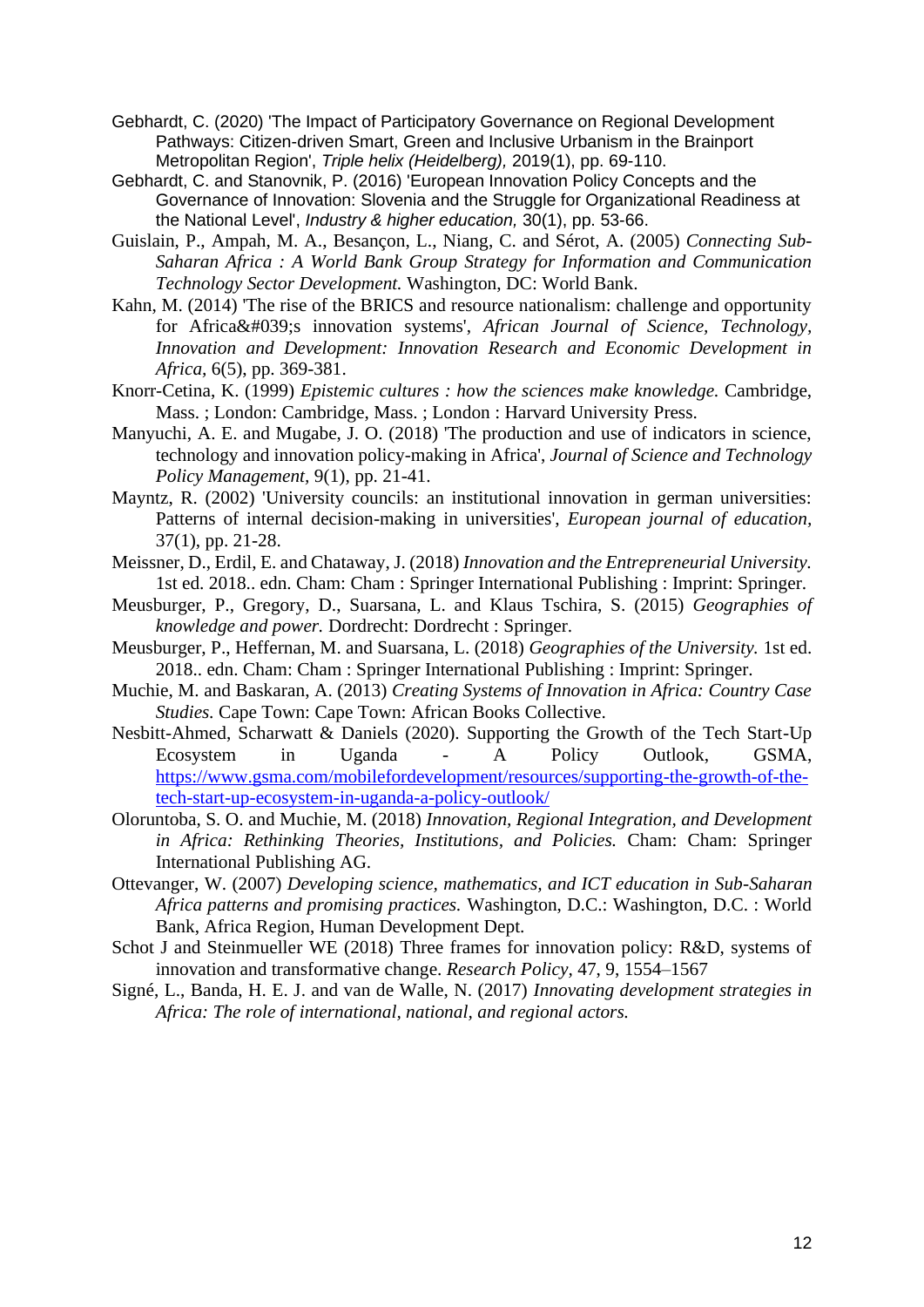Gebhardt, C. (2020) 'The Impact of Participatory Governance on Regional Development Pathways: Citizen-driven Smart, Green and Inclusive Urbanism in the Brainport Metropolitan Region', *Triple helix (Heidelberg),* 2019(1), pp. 69-110.

Gebhardt, C. and Stanovnik, P. (2016) 'European Innovation Policy Concepts and the Governance of Innovation: Slovenia and the Struggle for Organizational Readiness at the National Level', *Industry & higher education,* 30(1), pp. 53-66.

Guislain, P., Ampah, M. A., Besançon, L., Niang, C. and Sérot, A. (2005) *Connecting Sub-Saharan Africa : A World Bank Group Strategy for Information and Communication Technology Sector Development.* Washington, DC: World Bank.

Kahn, M. (2014) 'The rise of the BRICS and resource nationalism: challenge and opportunity for Africa&#039;s innovation systems', *African Journal of Science, Technology, Innovation and Development: Innovation Research and Economic Development in Africa,* 6(5), pp. 369-381.

Knorr-Cetina, K. (1999) *Epistemic cultures : how the sciences make knowledge.* Cambridge, Mass. ; London: Cambridge, Mass. ; London : Harvard University Press.

Manyuchi, A. E. and Mugabe, J. O. (2018) 'The production and use of indicators in science, technology and innovation policy-making in Africa', *Journal of Science and Technology Policy Management,* 9(1), pp. 21-41.

Mayntz, R. (2002) 'University councils: an institutional innovation in german universities: Patterns of internal decision-making in universities', *European journal of education,* 37(1), pp. 21-28.

Meissner, D., Erdil, E. and Chataway, J. (2018) *Innovation and the Entrepreneurial University.* 1st ed. 2018.. edn. Cham: Cham : Springer International Publishing : Imprint: Springer.

Meusburger, P., Gregory, D., Suarsana, L. and Klaus Tschira, S. (2015) *Geographies of knowledge and power.* Dordrecht: Dordrecht : Springer.

Meusburger, P., Heffernan, M. and Suarsana, L. (2018) *Geographies of the University.* 1st ed. 2018.. edn. Cham: Cham : Springer International Publishing : Imprint: Springer.

Muchie, M. and Baskaran, A. (2013) *Creating Systems of Innovation in Africa: Country Case Studies.* Cape Town: Cape Town: African Books Collective.

Nesbitt-Ahmed, Scharwatt & Daniels (2020). Supporting the Growth of the Tech Start-Up Ecosystem in Uganda - A Policy Outlook, GSMA, https://www.gsma.com/mobilefordevelopment/resources/supporting-the-growth-of-the-tech-start-up-ecosystem-in-uganda-a-policy-outlook/

Oloruntoba, S. O. and Muchie, M. (2018) *Innovation, Regional Integration, and Development in Africa: Rethinking Theories, Institutions, and Policies.* Cham: Cham: Springer International Publishing AG.

Ottevanger, W. (2007) *Developing science, mathematics, and ICT education in Sub-Saharan Africa patterns and promising practices.* Washington, D.C.: Washington, D.C. : World Bank, Africa Region, Human Development Dept.

Schot J and Steinmueller WE (2018) Three frames for innovation policy: R&D, systems of innovation and transformative change. *Research Policy*, 47, 9, 1554–1567

Signé, L., Banda, H. E. J. and van de Walle, N. (2017) *Innovating development strategies in Africa: The role of international, national, and regional actors.*